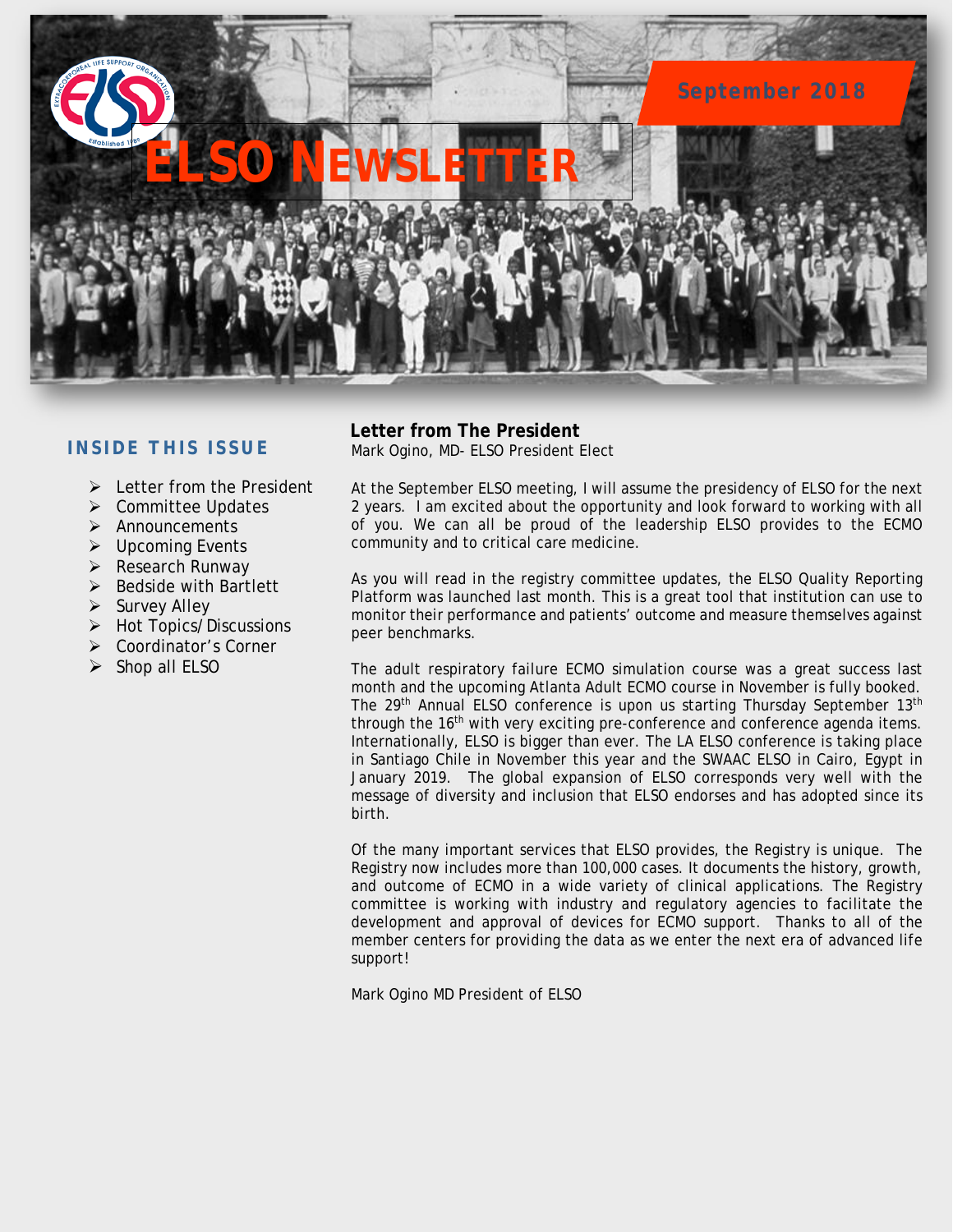# ELSO NEWSLETTER

September 2018

## INSIDE THIS ISSUE

- Letter from the President
- Committee Updates
- Announcements
- Upcoming Events
- Research Runway
- Bedside with Bartlett
- Survey Alley
- Hot Topics/Discussions
- Coordinator's Corner
- Shop all ELSO

## Letter from The President

Mark Ogino, MD- ELSO President Elect

At the September ELSO meeting, I will assume the presidency of ELSO for the next 2 years. I am excited about the opportunity and look forward to working with all of you. We can all be proud of the leadership ELSO provides to the ECMO community and to critical care medicine.

As you will read in the registry committee updates, the ELSO Quality Reporting Platform was launched last month. This is a great tool that institution can use to monitor their performance and patients' outcome and measure themselves against peer benchmarks.

The adult respiratory failure ECMO simulation course was a great success last month and the upcoming Atlanta Adult ECMO course in November is fully booked. The 29th Annual ELSO conference is upon us starting Thursday September 13th through the 16th with very exciting pre-conference and conference agenda items. Internationally, ELSO is bigger than ever. The LA ELSO conference is taking place in Santiago Chile in November this year and the SWAAC ELSO in Cairo, Egypt in January 2019. The global expansion of ELSO corresponds very well with the message of diversity and inclusion that ELSO endorses and has adopted since its birth.

Of the many important services that ELSO provides, the Registry is unique. The Registry now includes more than 100,000 cases. It documents the history, growth, and outcome of ECMO in a wide variety of clinical applications. The Registry committee is working with industry and regulatory agencies to facilitate the development and approval of devices for ECMO support. Thanks to all of the member centers for providing the data as we enter the next era of advanced life support!

Mark Ogino MD President of ELSO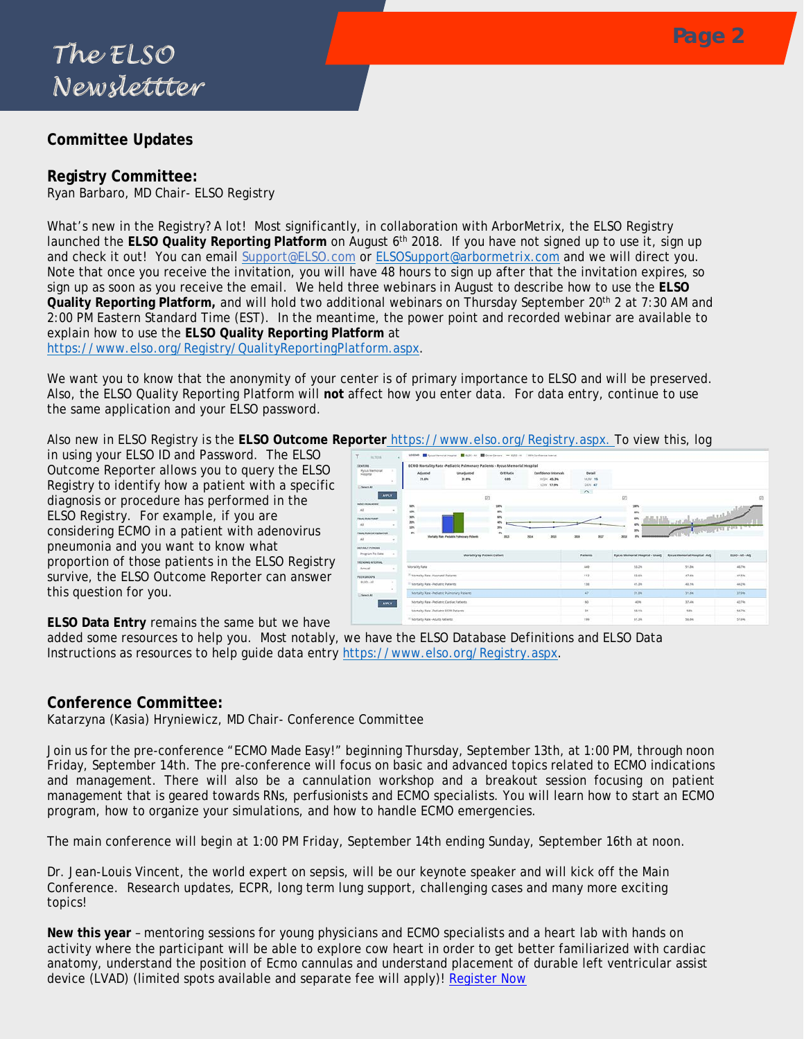## Committee Updates

### Registry Committee:

Ryan Barbaro, MD Chair- ELSO Registry

What's new in the Registry? A lot! Most significantly, in collaboration with ArborMetrix, the ELSO Registry launched the **ELSO Quality Reporting Platform** on August 6th 2018. If you have not signed up to use it, sign up and check it out! You can email Support@ELSO.com or ELSOSupport@arbormetrix.com and we will direct you. Note that once you receive the invitation, you will have 48 hours to sign up after that the invitation expires, so sign up as soon as you receive the email. We held three webinars in August to describe how to use the **ELSO Quality Reporting Platform,** and will hold two additional webinars on Thursday September 20th 2 at 7:30 AM and 2:00 PM Eastern Standard Time (EST). In the meantime, the power point and recorded webinar are available to explain how to use the **ELSO Quality Reporting Platform** at https://www.elso.org/Registry/QualityReportingPlatform.aspx.

We want you to know that the anonymity of your center is of primary importance to ELSO and will be preserved. Also, the ELSO Quality Reporting Platform will **not** affect how you enter data. For data entry, continue to use the same application and your ELSO password.

Also new in ELSO Registry is the **ELSO Outcome Reporter** https://www.elso.org/Registry.aspx. To view this, log in using your ELSO ID and Password. The ELSO Outcome Reporter allows you to query the ELSO Registry to identify how a patient with a specific diagnosis or procedure has performed in the ELSO Registry. For example, if you are considering ECMO in a patient with adenovirus pneumonia and you want to know what proportion of those patients in the ELSO Registry survive, the ELSO Outcome Reporter can answer this question for you.

**ELSO Data Entry** remains the same but we have added some resources to help you. Most notably, we have the ELSO Database Definitions and ELSO Data Instructions as resources to help guide data entry https://www.elso.org/Registry.aspx.

### Conference Committee:

Katarzyna (Kasia) Hryniewicz, MD Chair- Conference Committee

Join us for the pre-conference "ECMO Made Easy!" beginning Thursday, September 13th, at 1:00 PM, through noon Friday, September 14th. The pre-conference will focus on basic and advanced topics related to ECMO indications and management. There will also be a cannulation workshop and a breakout session focusing on patient management that is geared towards RNs, perfusionists and ECMO specialists. You will learn how to start an ECMO program, how to organize your simulations, and how to handle ECMO emergencies.

The main conference will begin at 1:00 PM Friday, September 14th ending Sunday, September 16th at noon.

Dr. Jean-Louis Vincent, the world expert on sepsis, will be our keynote speaker and will kick off the Main Conference. Research updates, ECPR, long term lung support, challenging cases and many more exciting topics!

**New this year** – mentoring sessions for young physicians and ECMO specialists and a heart lab with hands on activity where the participant will be able to explore cow heart in order to get better familiarized with cardiac anatomy, understand the position of Ecmo cannulas and understand placement of durable left ventricular assist device (LVAD) (limited spots available and separate fee will apply)! Register Now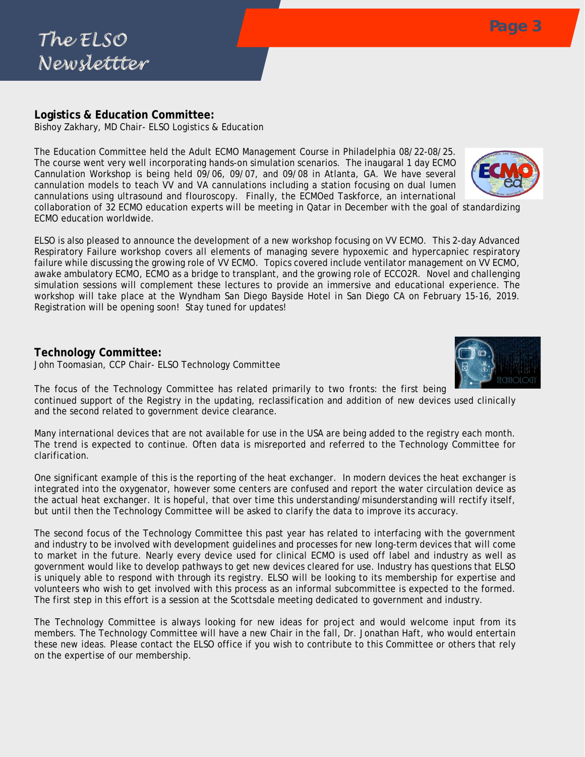## Logistics & Education Committee:

Bishoy Zakhary, MD Chair- ELSO Logistics & Education

The Education Committee held the Adult ECMO Management Course in Philadelphia 08/22-08/25. The course went very well incorporating hands-on simulation scenarios. The inaugaral 1 day ECMO Cannulation Workshop is being held 09/06, 09/07, and 09/08 in Atlanta, GA. We have several cannulation models to teach VV and VA cannulations including a station focusing on dual lumen cannulations using ultrasound and flouroscopy. Finally, the ECMOed Taskforce, an international collaboration of 32 ECMO education experts will be meeting in Qatar in December with the goal of standardizing ECMO education worldwide.

ELSO is also pleased to announce the development of a new workshop focusing on VV ECMO. This 2-day Advanced Respiratory Failure workshop covers all elements of managing severe hypoxemic and hypercapniec respiratory failure while discussing the growing role of VV ECMO. Topics covered include ventilator management on VV ECMO, awake ambulatory ECMO, ECMO as a bridge to transplant, and the growing role of ECCO2R. Novel and challenging simulation sessions will complement these lectures to provide an immersive and educational experience. The workshop will take place at the Wyndham San Diego Bayside Hotel in San Diego CA on February 15-16, 2019. Registration will be opening soon! Stay tuned for updates!

## Technology Committee:

John Toomasian, CCP Chair- ELSO Technology Committee

The focus of the Technology Committee has related primarily to two fronts: the first being continued support of the Registry in the updating, reclassification and addition of new devices used clinically and the second related to government device clearance.

Many international devices that are not available for use in the USA are being added to the registry each month. The trend is expected to continue. Often data is misreported and referred to the Technology Committee for clarification.

One significant example of this is the reporting of the heat exchanger. In modern devices the heat exchanger is integrated into the oxygenator, however some centers are confused and report the water circulation device as the actual heat exchanger. It is hopeful, that over time this understanding/misunderstanding will rectify itself, but until then the Technology Committee will be asked to clarify the data to improve its accuracy.

The second focus of the Technology Committee this past year has related to interfacing with the government and industry to be involved with development guidelines and processes for new long-term devices that will come to market in the future. Nearly every device used for clinical ECMO is used off label and industry as well as government would like to develop pathways to get new devices cleared for use. Industry has questions that ELSO is uniquely able to respond with through its registry. ELSO will be looking to its membership for expertise and volunteers who wish to get involved with this process as an informal subcommittee is expected to the formed. The first step in this effort is a session at the Scottsdale meeting dedicated to government and industry.

The Technology Committee is always looking for new ideas for project and would welcome input from its members. The Technology Committee will have a new Chair in the fall, Dr. Jonathan Haft, who would entertain these new ideas. Please contact the ELSO office if you wish to contribute to this Committee or others that rely on the expertise of our membership.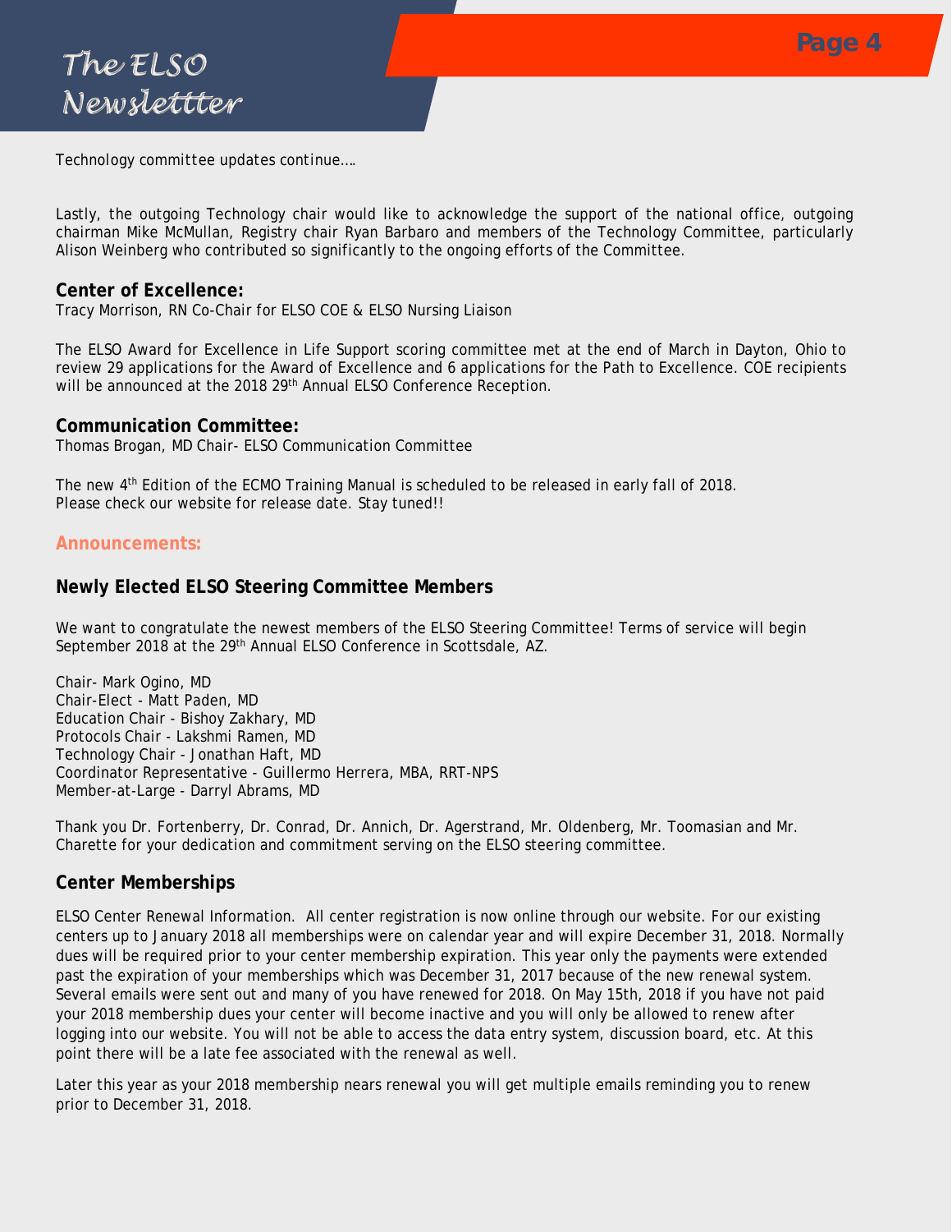Technology committee updates continue….

Lastly, the outgoing Technology chair would like to acknowledge the support of the national office, outgoing chairman Mike McMullan, Registry chair Ryan Barbaro and members of the Technology Committee, particularly Alison Weinberg who contributed so significantly to the ongoing efforts of the Committee.

**Center of Excellence:**
Tracy Morrison, RN Co-Chair for ELSO COE & ELSO Nursing Liaison

The ELSO Award for Excellence in Life Support scoring committee met at the end of March in Dayton, Ohio to review 29 applications for the Award of Excellence and 6 applications for the Path to Excellence. COE recipients will be announced at the 2018 29th Annual ELSO Conference Reception.

**Communication Committee:**
Thomas Brogan, MD Chair- ELSO Communication Committee

The new 4th Edition of the ECMO Training Manual is scheduled to be released in early fall of 2018.
Please check our website for release date. Stay tuned!!

## Announcements:

### Newly Elected ELSO Steering Committee Members

We want to congratulate the newest members of the ELSO Steering Committee! Terms of service will begin September 2018 at the 29th Annual ELSO Conference in Scottsdale, AZ.

Chair- Mark Ogino, MD
Chair-Elect - Matt Paden, MD
Education Chair - Bishoy Zakhary, MD
Protocols Chair - Lakshmi Ramen, MD
Technology Chair - Jonathan Haft, MD
Coordinator Representative - Guillermo Herrera, MBA, RRT-NPS
Member-at-Large - Darryl Abrams, MD

Thank you Dr. Fortenberry, Dr. Conrad, Dr. Annich, Dr. Agerstrand, Mr. Oldenberg, Mr. Toomasian and Mr. Charette for your dedication and commitment serving on the ELSO steering committee.

### Center Memberships

ELSO Center Renewal Information. All center registration is now online through our website. For our existing centers up to January 2018 all memberships were on calendar year and will expire December 31, 2018. Normally dues will be required prior to your center membership expiration. This year only the payments were extended past the expiration of your memberships which was December 31, 2017 because of the new renewal system. Several emails were sent out and many of you have renewed for 2018. On May 15th, 2018 if you have not paid your 2018 membership dues your center will become inactive and you will only be allowed to renew after logging into our website. You will not be able to access the data entry system, discussion board, etc. At this point there will be a late fee associated with the renewal as well.

Later this year as your 2018 membership nears renewal you will get multiple emails reminding you to renew prior to December 31, 2018.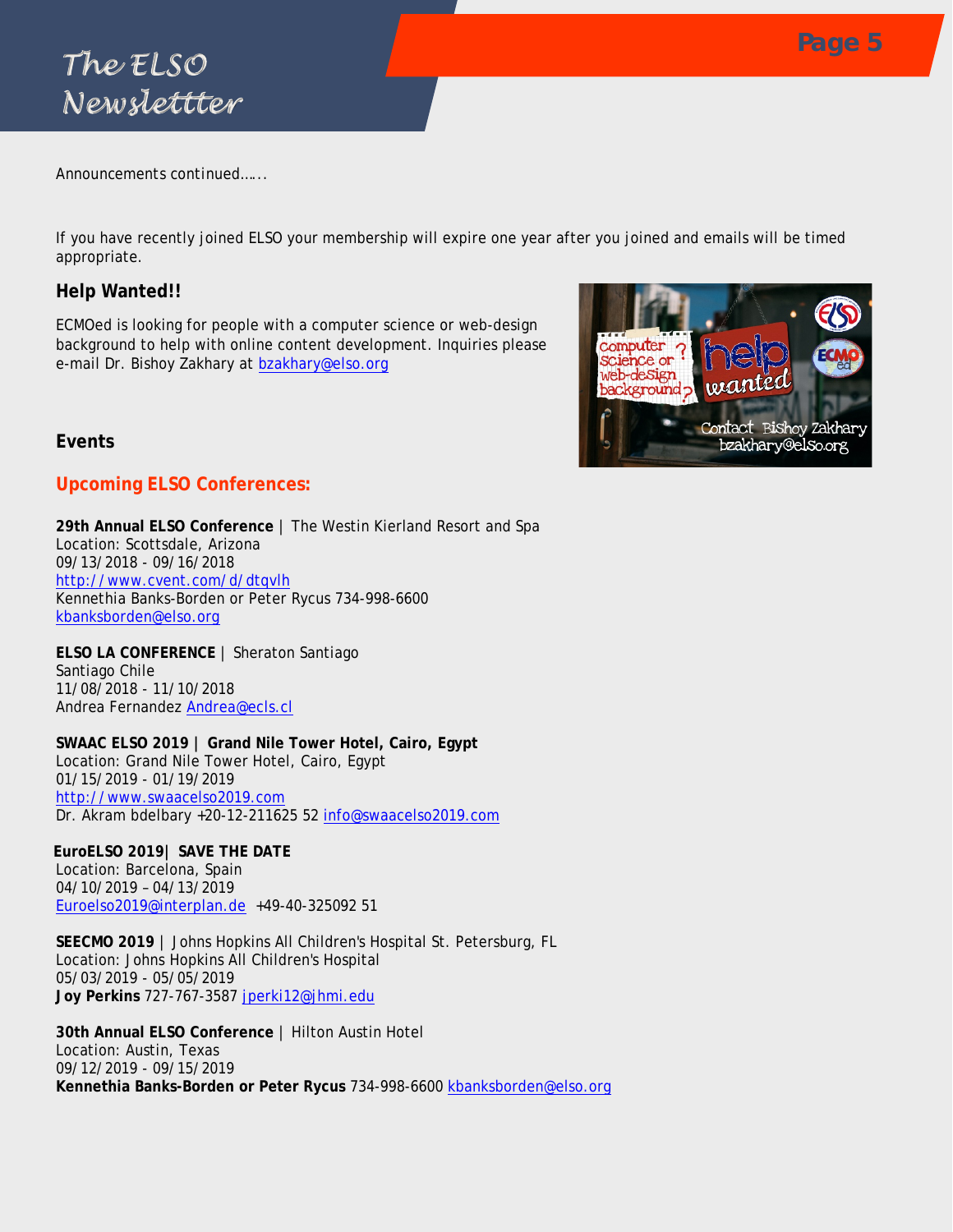Announcements continued……

If you have recently joined ELSO your membership will expire one year after you joined and emails will be timed appropriate.

## Help Wanted!!

ECMOed is looking for people with a computer science or web-design background to help with online content development. Inquiries please e-mail Dr. Bishoy Zakhary at bzakhary@elso.org

## Events

### Upcoming ELSO Conferences:

**29th Annual ELSO Conference** | The Westin Kierland Resort and Spa
Location: Scottsdale, Arizona
09/13/2018 - 09/16/2018
http://www.cvent.com/d/dtqvlh
Kennethia Banks-Borden or Peter Rycus 734-998-6600
kbanksborden@elso.org

**ELSO LA CONFERENCE** | Sheraton Santiago
Santiago Chile
11/08/2018 - 11/10/2018
Andrea Fernandez Andrea@ecls.cl

**SWAAC ELSO 2019 | Grand Nile Tower Hotel, Cairo, Egypt**
Location: Grand Nile Tower Hotel, Cairo, Egypt
01/15/2019 - 01/19/2019
http://www.swaacelso2019.com
Dr. Akram bdelbary +20-12-211625 52 info@swaacelso2019.com

**EuroELSO 2019| SAVE THE DATE**
Location: Barcelona, Spain
04/10/2019 – 04/13/2019
Euroelso2019@interplan.de +49-40-325092 51

**SEECMO 2019** | Johns Hopkins All Children's Hospital St. Petersburg, FL
Location: Johns Hopkins All Children's Hospital
05/03/2019 - 05/05/2019
**Joy Perkins** 727-767-3587 jperki12@jhmi.edu

**30th Annual ELSO Conference** | Hilton Austin Hotel
Location: Austin, Texas
09/12/2019 - 09/15/2019
**Kennethia Banks-Borden or Peter Rycus** 734-998-6600 kbanksborden@elso.org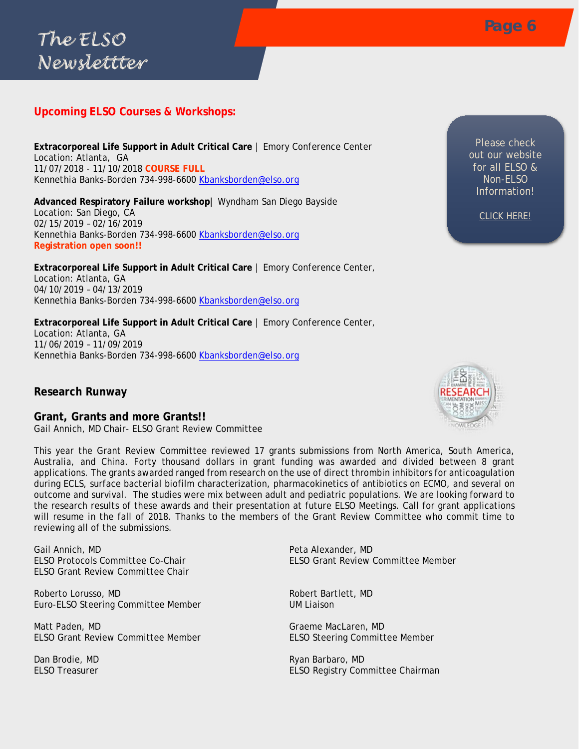## Upcoming ELSO Courses & Workshops:

**Extracorporeal Life Support in Adult Critical Care** | Emory Conference Center
Location: Atlanta, GA
11/07/2018 - 11/10/2018 **COURSE FULL**
Kennethia Banks-Borden 734-998-6600 Kbanksborden@elso.org

**Advanced Respiratory Failure workshop**| Wyndham San Diego Bayside
Location: San Diego, CA
02/15/2019 – 02/16/2019
Kennethia Banks-Borden 734-998-6600 Kbanksborden@elso.org
**Registration open soon!!**

**Extracorporeal Life Support in Adult Critical Care** | Emory Conference Center,
Location: Atlanta, GA
04/10/2019 – 04/13/2019
Kennethia Banks-Borden 734-998-6600 Kbanksborden@elso.org

**Extracorporeal Life Support in Adult Critical Care** | Emory Conference Center,
Location: Atlanta, GA
11/06/2019 – 11/09/2019
Kennethia Banks-Borden 734-998-6600 Kbanksborden@elso.org

Please check out our website for all ELSO & Non-ELSO Information!

CLICK HERE!

## Research Runway

### Grant, Grants and more Grants!!

Gail Annich, MD Chair- ELSO Grant Review Committee

This year the Grant Review Committee reviewed 17 grants submissions from North America, South America, Australia, and China. Forty thousand dollars in grant funding was awarded and divided between 8 grant applications. The grants awarded ranged from research on the use of direct thrombin inhibitors for anticoagulation during ECLS, surface bacterial biofilm characterization, pharmacokinetics of antibiotics on ECMO, and several on outcome and survival. The studies were mix between adult and pediatric populations. We are looking forward to the research results of these awards and their presentation at future ELSO Meetings. Call for grant applications will resume in the fall of 2018. Thanks to the members of the Grant Review Committee who commit time to reviewing all of the submissions.

Gail Annich, MD
ELSO Protocols Committee Co-Chair
ELSO Grant Review Committee Chair

Peta Alexander, MD
ELSO Grant Review Committee Member

Roberto Lorusso, MD
Euro-ELSO Steering Committee Member

Robert Bartlett, MD
UM Liaison

Matt Paden, MD
ELSO Grant Review Committee Member

Graeme MacLaren, MD
ELSO Steering Committee Member

Dan Brodie, MD
ELSO Treasurer

Ryan Barbaro, MD
ELSO Registry Committee Chairman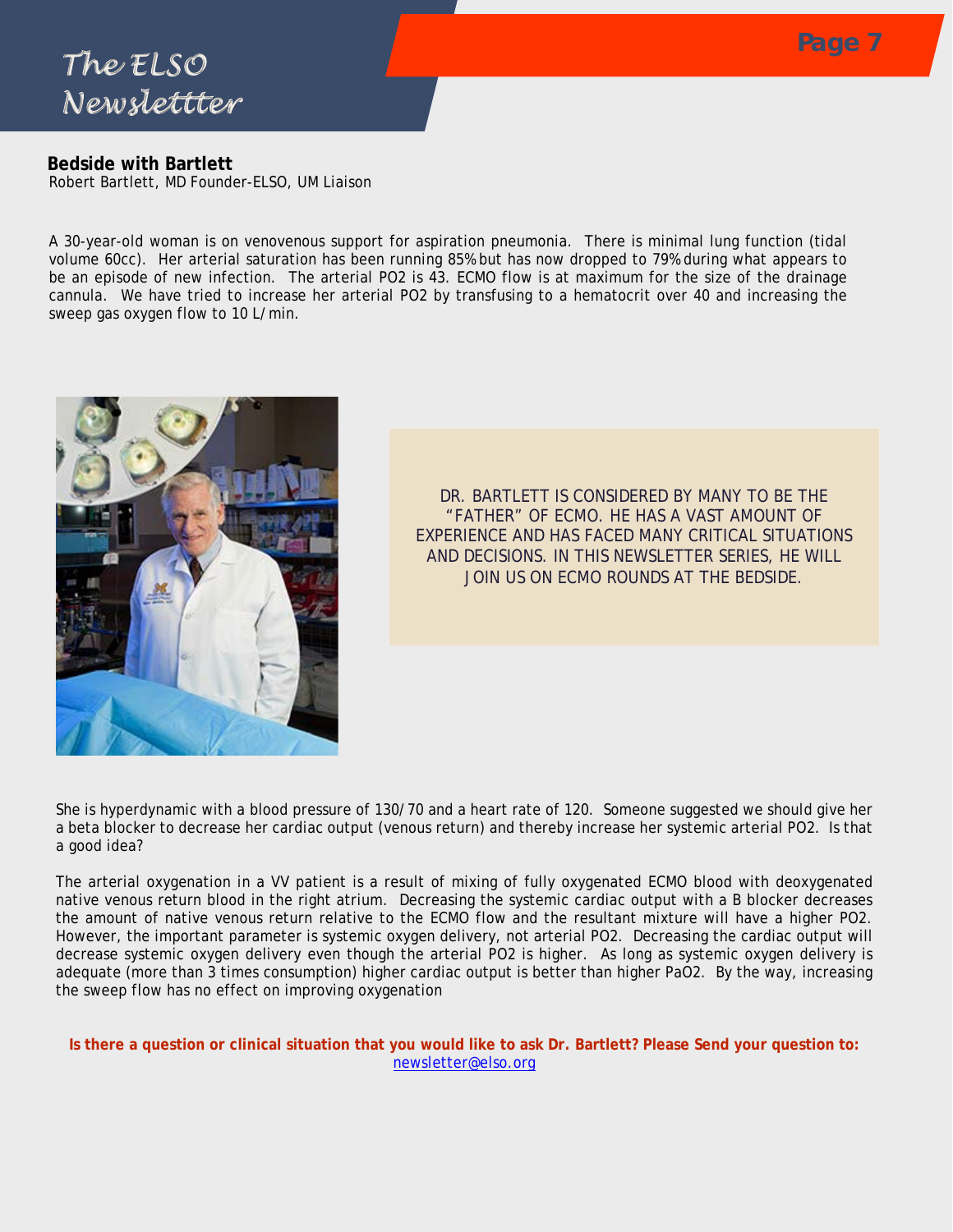## Bedside with Bartlett

Robert Bartlett, MD Founder-ELSO, UM Liaison

A 30-year-old woman is on venovenous support for aspiration pneumonia. There is minimal lung function (tidal volume 60cc). Her arterial saturation has been running 85% but has now dropped to 79% during what appears to be an episode of new infection. The arterial PO2 is 43. ECMO flow is at maximum for the size of the drainage cannula. We have tried to increase her arterial PO2 by transfusing to a hematocrit over 40 and increasing the sweep gas oxygen flow to 10 L/min.

DR. BARTLETT IS CONSIDERED BY MANY TO BE THE "FATHER" OF ECMO. HE HAS A VAST AMOUNT OF EXPERIENCE AND HAS FACED MANY CRITICAL SITUATIONS AND DECISIONS. IN THIS NEWSLETTER SERIES, HE WILL JOIN US ON ECMO ROUNDS AT THE BEDSIDE.

She is hyperdynamic with a blood pressure of 130/70 and a heart rate of 120. Someone suggested we should give her a beta blocker to decrease her cardiac output (venous return) and thereby increase her systemic arterial PO2. Is that a good idea?

The arterial oxygenation in a VV patient is a result of mixing of fully oxygenated ECMO blood with deoxygenated native venous return blood in the right atrium. Decreasing the systemic cardiac output with a B blocker decreases the amount of native venous return relative to the ECMO flow and the resultant mixture will have a higher PO2. However, the important parameter is systemic oxygen delivery, not arterial PO2. Decreasing the cardiac output will decrease systemic oxygen delivery even though the arterial PO2 is higher. As long as systemic oxygen delivery is adequate (more than 3 times consumption) higher cardiac output is better than higher PaO2. By the way, increasing the sweep flow has no effect on improving oxygenation

**Is there a question or clinical situation that you would like to ask Dr. Bartlett? Please Send your question to:** newsletter@elso.org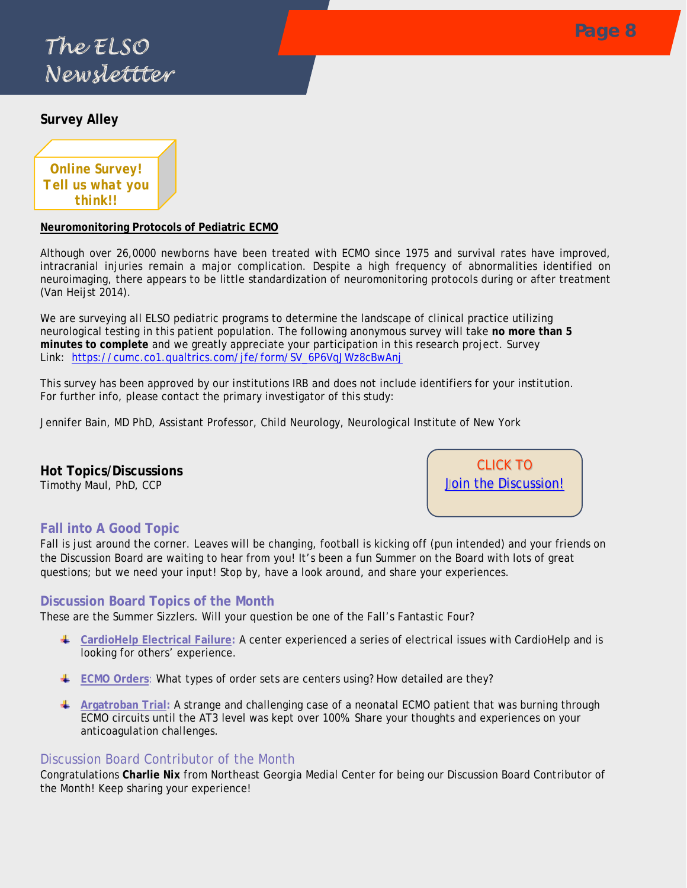## Survey Alley

**Online Survey! Tell us what you think!!**

**Neuromonitoring Protocols of Pediatric ECMO**

Although over 26,0000 newborns have been treated with ECMO since 1975 and survival rates have improved, intracranial injuries remain a major complication. Despite a high frequency of abnormalities identified on neuroimaging, there appears to be little standardization of neuromonitoring protocols during or after treatment (Van Heijst 2014).

We are surveying all ELSO pediatric programs to determine the landscape of clinical practice utilizing neurological testing in this patient population. The following anonymous survey will take **no more than 5 minutes to complete** and we greatly appreciate your participation in this research project. Survey Link: https://cumc.co1.qualtrics.com/jfe/form/SV_6P6VqJWz8cBwAnj

This survey has been approved by our institutions IRB and does not include identifiers for your institution. For further info, please contact the primary investigator of this study:

Jennifer Bain, MD PhD, Assistant Professor, Child Neurology, Neurological Institute of New York

## Hot Topics/Discussions

Timothy Maul, PhD, CCP

CLICK TO Join the Discussion!

### Fall into A Good Topic

Fall is just around the corner. Leaves will be changing, football is kicking off (pun intended) and your friends on the Discussion Board are waiting to hear from you! It's been a fun Summer on the Board with lots of great questions; but we need your input! Stop by, have a look around, and share your experiences.

### Discussion Board Topics of the Month

These are the Summer Sizzlers. Will your question be one of the Fall's Fantastic Four?

- **CardioHelp Electrical Failure:** A center experienced a series of electrical issues with CardioHelp and is looking for others' experience.
- **ECMO Orders**: What types of order sets are centers using? How detailed are they?
- **Argatroban Trial:** A strange and challenging case of a neonatal ECMO patient that was burning through ECMO circuits until the AT3 level was kept over 100%. Share your thoughts and experiences on your anticoagulation challenges.

### Discussion Board Contributor of the Month

Congratulations **Charlie Nix** from Northeast Georgia Medial Center for being our Discussion Board Contributor of the Month! Keep sharing your experience!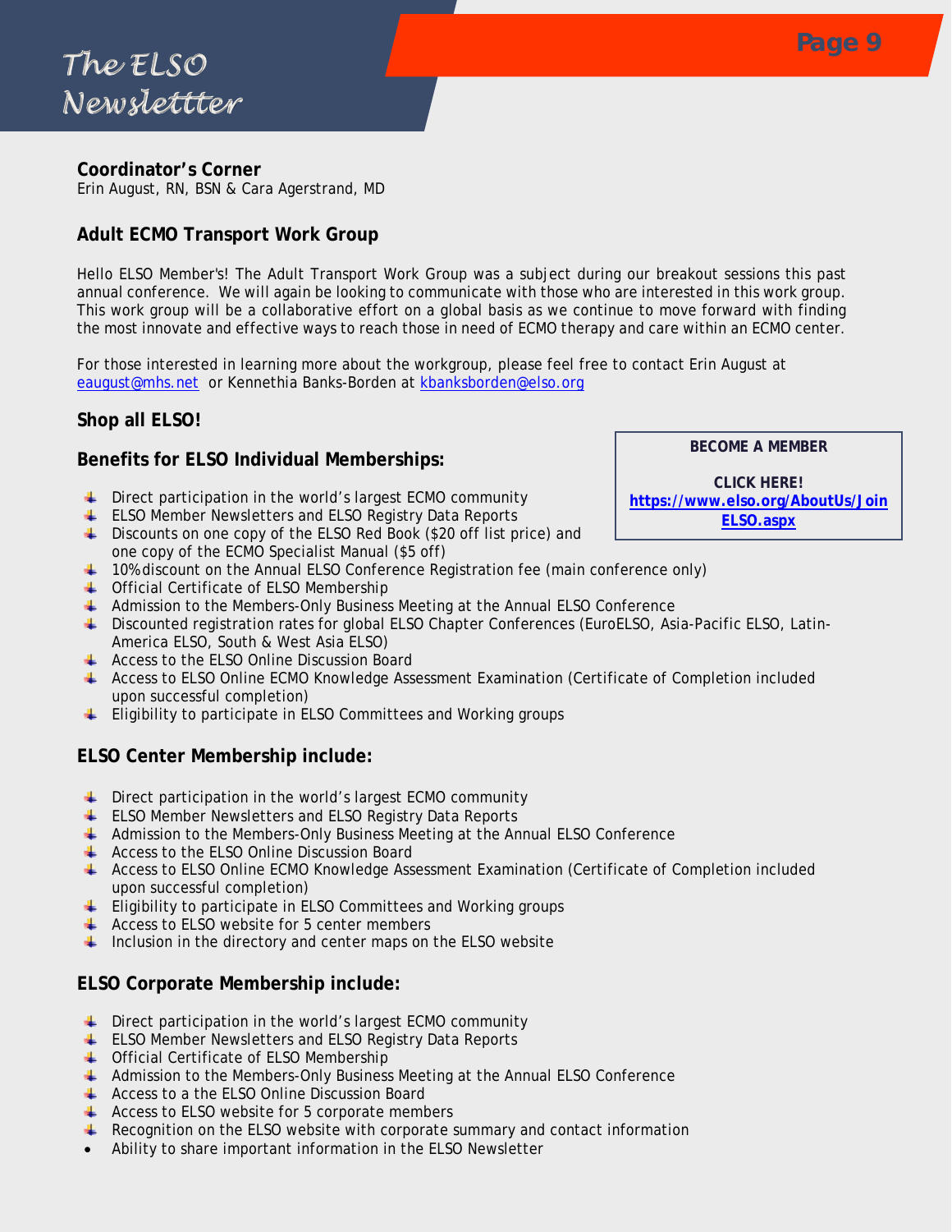## Coordinator's Corner

Erin August, RN, BSN & Cara Agerstrand, MD

### Adult ECMO Transport Work Group

Hello ELSO Member's! The Adult Transport Work Group was a subject during our breakout sessions this past annual conference. We will again be looking to communicate with those who are interested in this work group. This work group will be a collaborative effort on a global basis as we continue to move forward with finding the most innovate and effective ways to reach those in need of ECMO therapy and care within an ECMO center.

For those interested in learning more about the workgroup, please feel free to contact Erin August at eaugust@mhs.net or Kennethia Banks-Borden at kbanksborden@elso.org

### Shop all ELSO!

**BECOME A MEMBER**

**CLICK HERE!**
**https://www.elso.org/AboutUs/JoinELSO.aspx**

### Benefits for ELSO Individual Memberships:

- Direct participation in the world's largest ECMO community
- ELSO Member Newsletters and ELSO Registry Data Reports
- Discounts on one copy of the ELSO Red Book ($20 off list price) and one copy of the ECMO Specialist Manual ($5 off)
- 10% discount on the Annual ELSO Conference Registration fee (main conference only)
- Official Certificate of ELSO Membership
- Admission to the Members-Only Business Meeting at the Annual ELSO Conference
- Discounted registration rates for global ELSO Chapter Conferences (EuroELSO, Asia-Pacific ELSO, Latin-America ELSO, South & West Asia ELSO)
- Access to the ELSO Online Discussion Board
- Access to ELSO Online ECMO Knowledge Assessment Examination (Certificate of Completion included upon successful completion)
- Eligibility to participate in ELSO Committees and Working groups

### ELSO Center Membership include:

- Direct participation in the world's largest ECMO community
- ELSO Member Newsletters and ELSO Registry Data Reports
- Admission to the Members-Only Business Meeting at the Annual ELSO Conference
- Access to the ELSO Online Discussion Board
- Access to ELSO Online ECMO Knowledge Assessment Examination (Certificate of Completion included upon successful completion)
- Eligibility to participate in ELSO Committees and Working groups
- Access to ELSO website for 5 center members
- Inclusion in the directory and center maps on the ELSO website

### ELSO Corporate Membership include:

- Direct participation in the world's largest ECMO community
- ELSO Member Newsletters and ELSO Registry Data Reports
- Official Certificate of ELSO Membership
- Admission to the Members-Only Business Meeting at the Annual ELSO Conference
- Access to a the ELSO Online Discussion Board
- Access to ELSO website for 5 corporate members
- Recognition on the ELSO website with corporate summary and contact information
- Ability to share important information in the ELSO Newsletter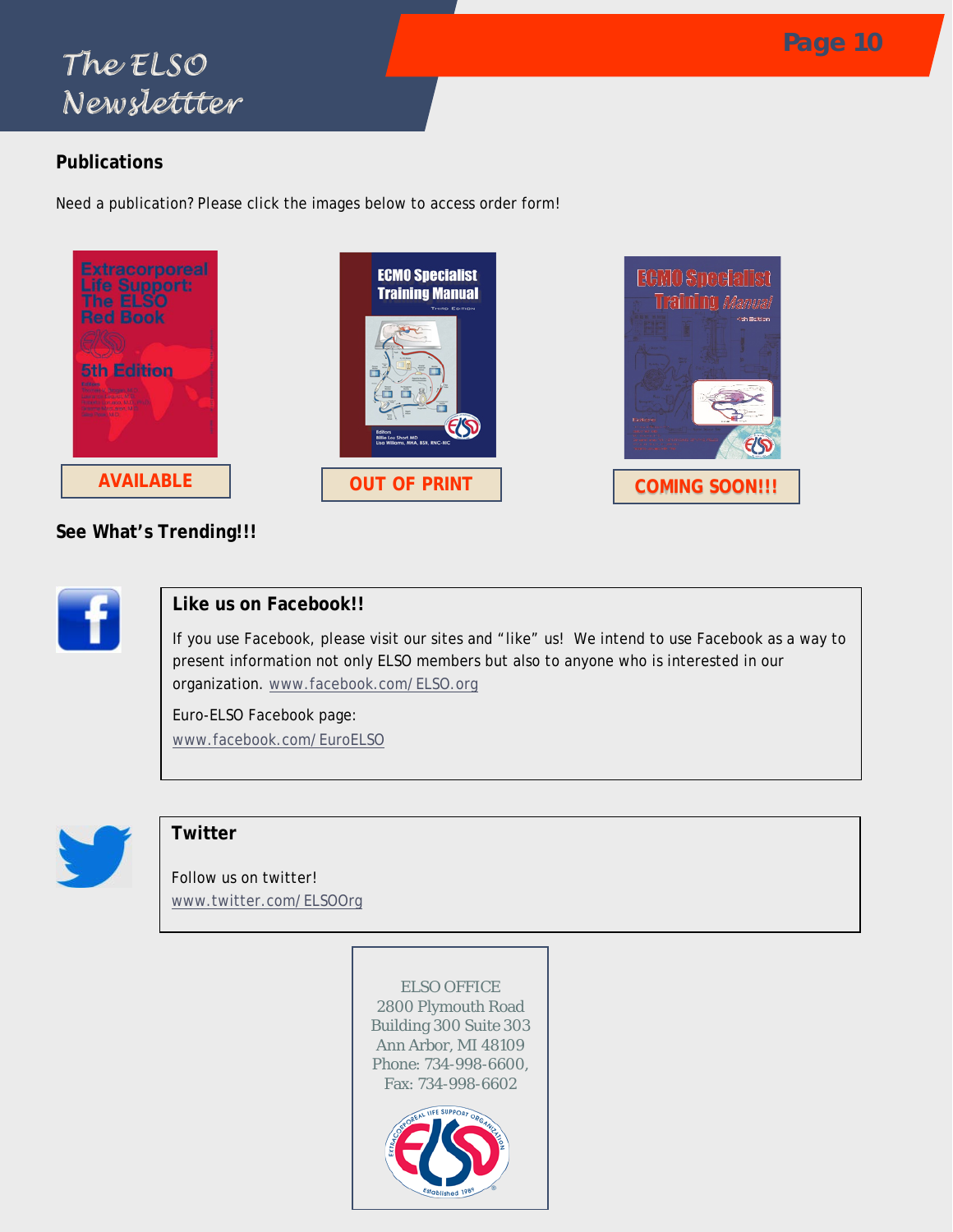## Publications

Need a publication? Please click the images below to access order form!

AVAILABLE

OUT OF PRINT

COMING SOON!!!

## See What's Trending!!!

### Like us on Facebook!!

If you use Facebook, please visit our sites and "like" us! We intend to use Facebook as a way to present information not only ELSO members but also to anyone who is interested in our organization. www.facebook.com/ELSO.org

Euro-ELSO Facebook page:
www.facebook.com/EuroELSO

### Twitter

Follow us on twitter!
www.twitter.com/ELSOOrg

ELSO OFFICE
2800 Plymouth Road
Building 300 Suite 303
Ann Arbor, MI 48109
Phone: 734-998-6600,
Fax: 734-998-6602